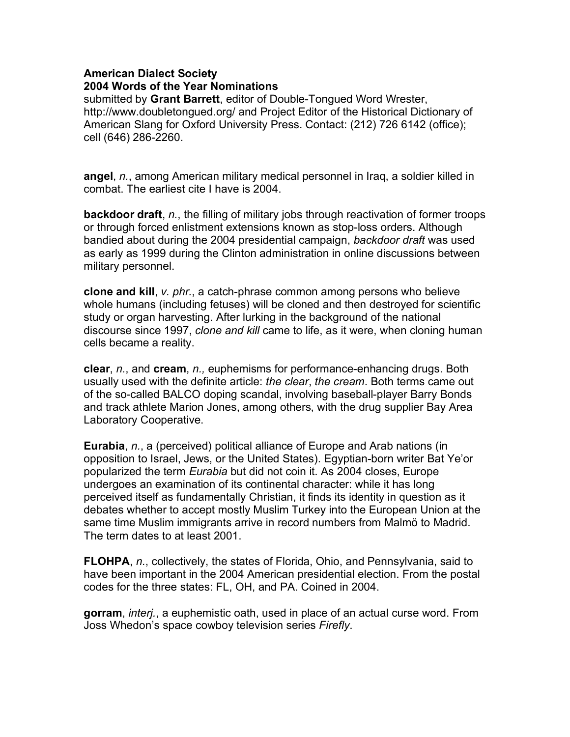**American Dialect Society**
**2004 Words of the Year Nominations**
submitted by **Grant Barrett**, editor of Double-Tongued Word Wrester, http://www.doubletongued.org/ and Project Editor of the Historical Dictionary of American Slang for Oxford University Press. Contact: (212) 726 6142 (office); cell (646) 286-2260.

**angel**, *n.*, among American military medical personnel in Iraq, a soldier killed in combat. The earliest cite I have is 2004.

**backdoor draft**, *n.*, the filling of military jobs through reactivation of former troops or through forced enlistment extensions known as stop-loss orders. Although bandied about during the 2004 presidential campaign, *backdoor draft* was used as early as 1999 during the Clinton administration in online discussions between military personnel.

**clone and kill**, *v. phr.*, a catch-phrase common among persons who believe whole humans (including fetuses) will be cloned and then destroyed for scientific study or organ harvesting. After lurking in the background of the national discourse since 1997, *clone and kill* came to life, as it were, when cloning human cells became a reality.

**clear**, *n.*, and **cream**, *n.,* euphemisms for performance-enhancing drugs. Both usually used with the definite article: *the clear*, *the cream*. Both terms came out of the so-called BALCO doping scandal, involving baseball-player Barry Bonds and track athlete Marion Jones, among others, with the drug supplier Bay Area Laboratory Cooperative.

**Eurabia**, *n.*, a (perceived) political alliance of Europe and Arab nations (in opposition to Israel, Jews, or the United States). Egyptian-born writer Bat Ye'or popularized the term *Eurabia* but did not coin it. As 2004 closes, Europe undergoes an examination of its continental character: while it has long perceived itself as fundamentally Christian, it finds its identity in question as it debates whether to accept mostly Muslim Turkey into the European Union at the same time Muslim immigrants arrive in record numbers from Malmö to Madrid. The term dates to at least 2001.

**FLOHPA**, *n.*, collectively, the states of Florida, Ohio, and Pennsylvania, said to have been important in the 2004 American presidential election. From the postal codes for the three states: FL, OH, and PA. Coined in 2004.

**gorram**, *interj.*, a euphemistic oath, used in place of an actual curse word. From Joss Whedon's space cowboy television series *Firefly*.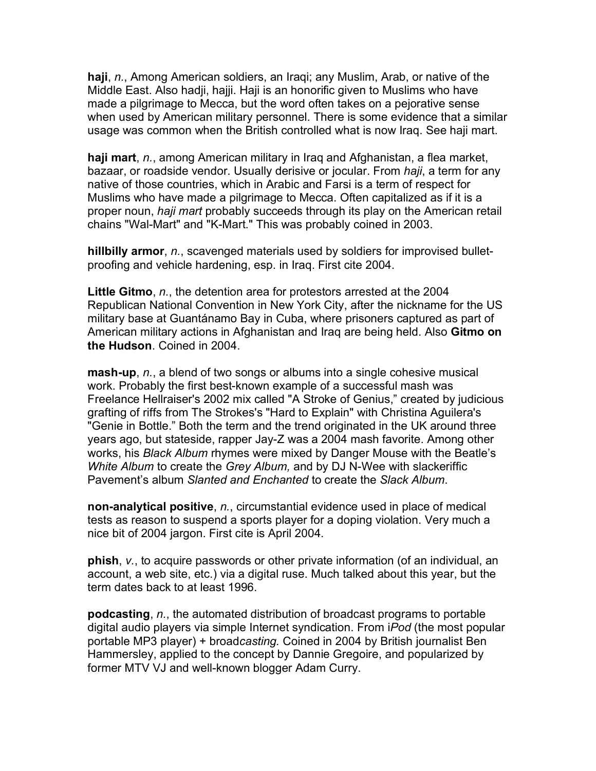**haji**, *n.*, Among American soldiers, an Iraqi; any Muslim, Arab, or native of the Middle East. Also hadji, hajji. Haji is an honorific given to Muslims who have made a pilgrimage to Mecca, but the word often takes on a pejorative sense when used by American military personnel. There is some evidence that a similar usage was common when the British controlled what is now Iraq. See haji mart.

**haji mart**, *n.*, among American military in Iraq and Afghanistan, a flea market, bazaar, or roadside vendor. Usually derisive or jocular. From *haji*, a term for any native of those countries, which in Arabic and Farsi is a term of respect for Muslims who have made a pilgrimage to Mecca. Often capitalized as if it is a proper noun, *haji mart* probably succeeds through its play on the American retail chains "Wal-Mart" and "K-Mart." This was probably coined in 2003.

**hillbilly armor**, *n.*, scavenged materials used by soldiers for improvised bullet-proofing and vehicle hardening, esp. in Iraq. First cite 2004.

**Little Gitmo**, *n.*, the detention area for protestors arrested at the 2004 Republican National Convention in New York City, after the nickname for the US military base at Guantánamo Bay in Cuba, where prisoners captured as part of American military actions in Afghanistan and Iraq are being held. Also **Gitmo on the Hudson**. Coined in 2004.

**mash-up**, *n.*, a blend of two songs or albums into a single cohesive musical work. Probably the first best-known example of a successful mash was Freelance Hellraiser's 2002 mix called "A Stroke of Genius," created by judicious grafting of riffs from The Strokes's "Hard to Explain" with Christina Aguilera's "Genie in Bottle." Both the term and the trend originated in the UK around three years ago, but stateside, rapper Jay-Z was a 2004 mash favorite. Among other works, his *Black Album* rhymes were mixed by Danger Mouse with the Beatle's *White Album* to create the *Grey Album,* and by DJ N-Wee with slackeriffic Pavement's album *Slanted and Enchanted* to create the *Slack Album*.

**non-analytical positive**, *n.*, circumstantial evidence used in place of medical tests as reason to suspend a sports player for a doping violation. Very much a nice bit of 2004 jargon. First cite is April 2004.

**phish**, *v.*, to acquire passwords or other private information (of an individual, an account, a web site, etc.) via a digital ruse. Much talked about this year, but the term dates back to at least 1996.

**podcasting**, *n.*, the automated distribution of broadcast programs to portable digital audio players via simple Internet syndication. From i*Pod* (the most popular portable MP3 player) + broad*casting.* Coined in 2004 by British journalist Ben Hammersley, applied to the concept by Dannie Gregoire, and popularized by former MTV VJ and well-known blogger Adam Curry.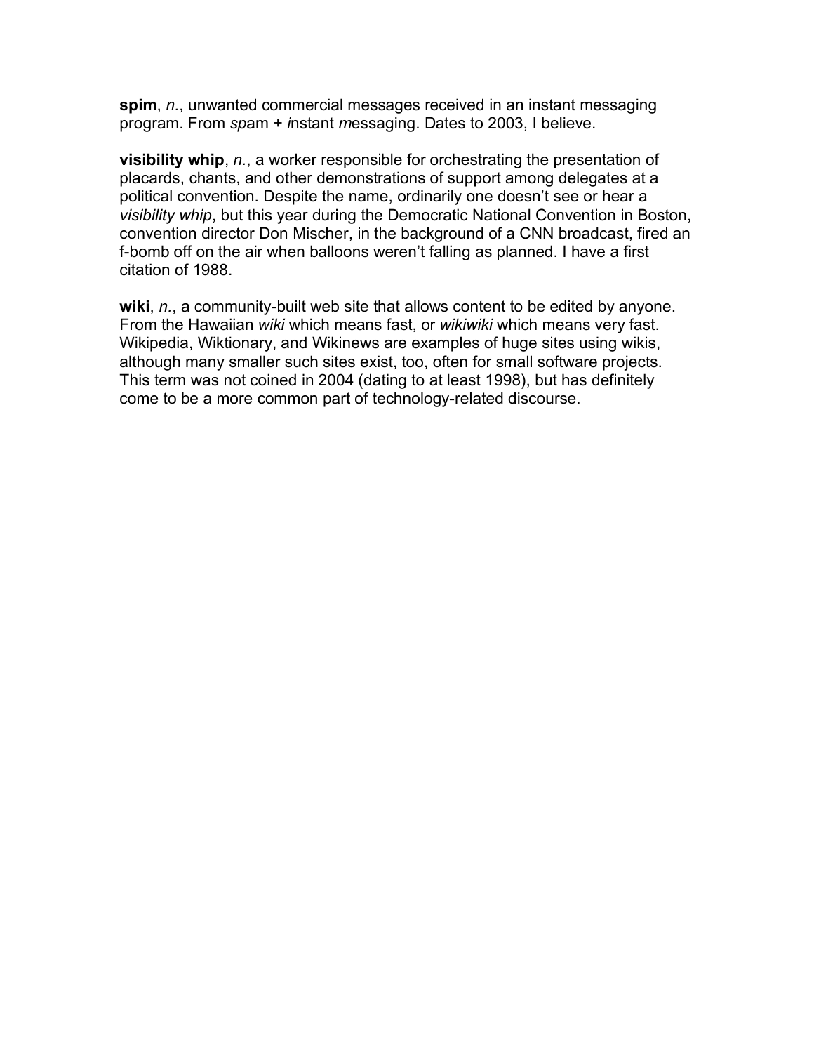**spim**, *n.*, unwanted commercial messages received in an instant messaging program. From *sp*am + *i*nstant *m*essaging. Dates to 2003, I believe.

**visibility whip**, *n.*, a worker responsible for orchestrating the presentation of placards, chants, and other demonstrations of support among delegates at a political convention. Despite the name, ordinarily one doesn't see or hear a *visibility whip*, but this year during the Democratic National Convention in Boston, convention director Don Mischer, in the background of a CNN broadcast, fired an f-bomb off on the air when balloons weren't falling as planned. I have a first citation of 1988.

**wiki**, *n.*, a community-built web site that allows content to be edited by anyone. From the Hawaiian *wiki* which means fast, or *wikiwiki* which means very fast. Wikipedia, Wiktionary, and Wikinews are examples of huge sites using wikis, although many smaller such sites exist, too, often for small software projects. This term was not coined in 2004 (dating to at least 1998), but has definitely come to be a more common part of technology-related discourse.